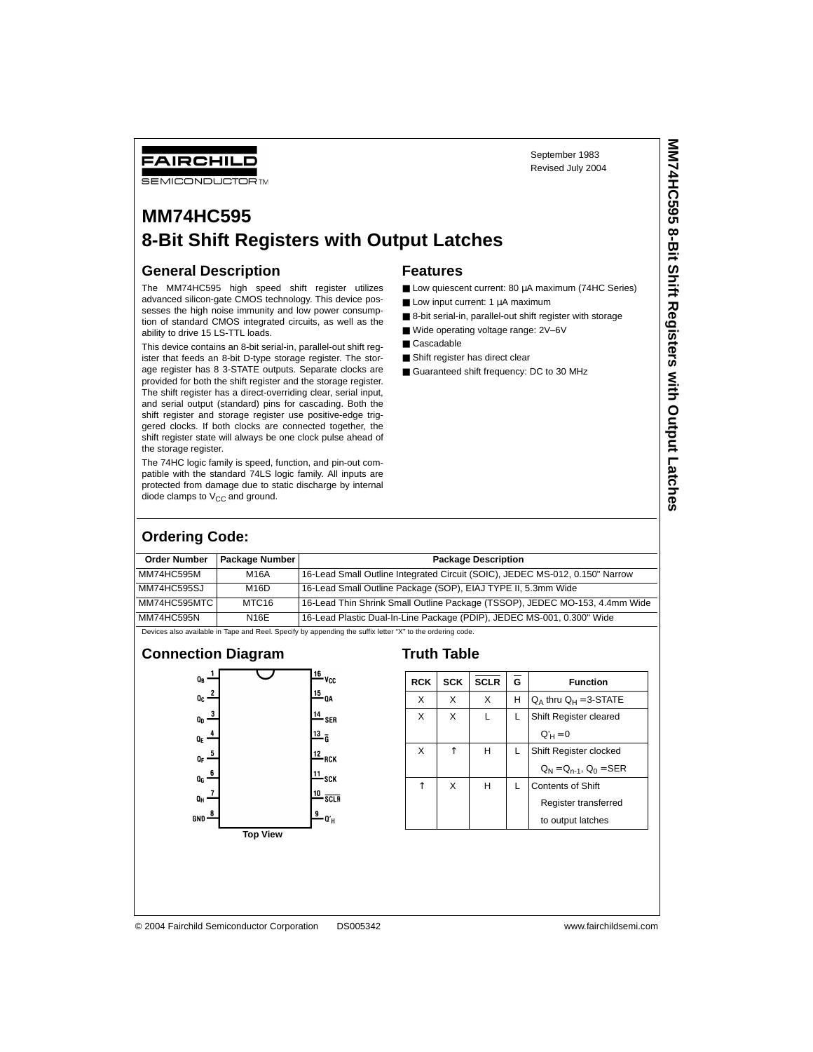FAIRCHILD SEMICONDUCTOR™

September 1983
Revised July 2004

# MM74HC595 8-Bit Shift Registers with Output Latches

## General Description

The MM74HC595 high speed shift register utilizes advanced silicon-gate CMOS technology. This device possesses the high noise immunity and low power consumption of standard CMOS integrated circuits, as well as the ability to drive 15 LS-TTL loads.

This device contains an 8-bit serial-in, parallel-out shift register that feeds an 8-bit D-type storage register. The storage register has 8 3-STATE outputs. Separate clocks are provided for both the shift register and the storage register. The shift register has a direct-overriding clear, serial input, and serial output (standard) pins for cascading. Both the shift register and storage register use positive-edge triggered clocks. If both clocks are connected together, the shift register state will always be one clock pulse ahead of the storage register.

The 74HC logic family is speed, function, and pin-out compatible with the standard 74LS logic family. All inputs are protected from damage due to static discharge by internal diode clamps to $V_{CC}$ and ground.

## Features

- Low quiescent current: 80 μA maximum (74HC Series)
- Low input current: 1 μA maximum
- 8-bit serial-in, parallel-out shift register with storage
- Wide operating voltage range: 2V–6V
- Cascadable
- Shift register has direct clear
- Guaranteed shift frequency: DC to 30 MHz

## Ordering Code:

| Order Number | Package Number | Package Description |
|---|---|---|
| MM74HC595M | M16A | 16-Lead Small Outline Integrated Circuit (SOIC), JEDEC MS-012, 0.150" Narrow |
| MM74HC595SJ | M16D | 16-Lead Small Outline Package (SOP), EIAJ TYPE II, 5.3mm Wide |
| MM74HC595MTC | MTC16 | 16-Lead Thin Shrink Small Outline Package (TSSOP), JEDEC MO-153, 4.4mm Wide |
| MM74HC595N | N16E | 16-Lead Plastic Dual-In-Line Package (PDIP), JEDEC MS-001, 0.300" Wide |

Devices also available in Tape and Reel. Specify by appending the suffix letter "X" to the ordering code.

## Connection Diagram

| Pin | Name | Pin | Name |
|---|---|---|---|
| 1 | $Q_B$ | 16 | $V_{CC}$ |
| 2 | $Q_C$ | 15 | QA |
| 3 | $Q_D$ | 14 | SER |
| 4 | $Q_E$ | 13 | $\overline{G}$ |
| 5 | $Q_F$ | 12 | RCK |
| 6 | $Q_G$ | 11 | SCK |
| 7 | $Q_H$ | 10 | $\overline{SCLR}$ |
| 8 | GND | 9 | $Q'_H$ |

Top View

## Truth Table

| RCK | SCK | $\overline{SCLR}$ | $\overline{G}$ | Function |
|---|---|---|---|---|
| X | X | X | H | $Q_A$ thru $Q_H$ = 3-STATE |
| X | X | L | L | Shift Register cleared $Q'_H = 0$ |
| X | ↑ | H | L | Shift Register clocked $Q_N = Q_{n-1}$, $Q_0$ = SER |
| ↑ | X | H | L | Contents of Shift Register transferred to output latches |

© 2004 Fairchild Semiconductor Corporation DS005342 www.fairchildsemi.com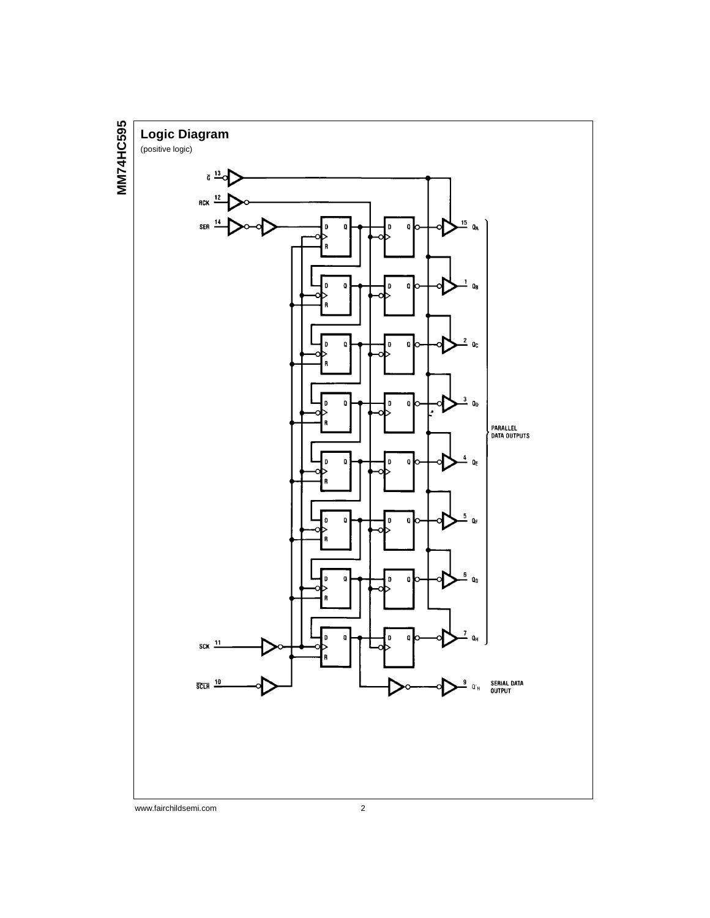## Logic Diagram

(positive logic)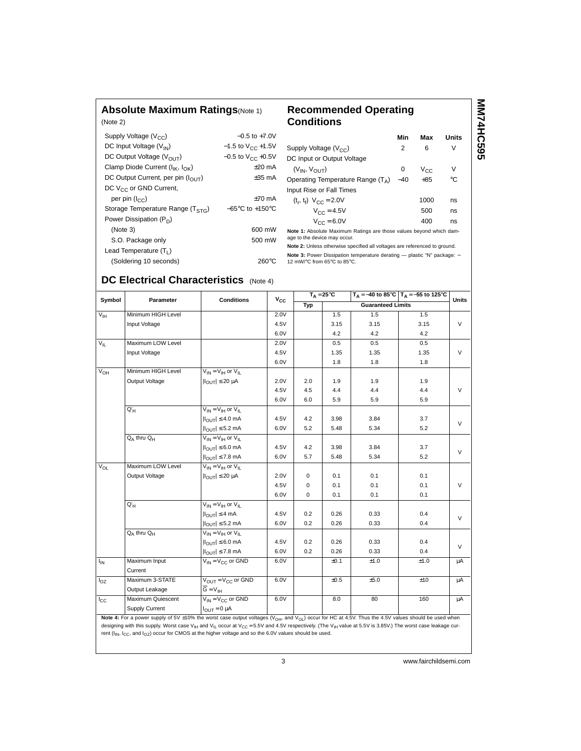## Absolute Maximum Ratings (Note 1)

(Note 2)

| | |
|---|---|
| Supply Voltage ($V_{CC}$) | −0.5 to +7.0V |
| DC Input Voltage ($V_{IN}$) | −1.5 to $V_{CC}$ +1.5V |
| DC Output Voltage ($V_{OUT}$) | −0.5 to $V_{CC}$ +0.5V |
| Clamp Diode Current ($I_{IK}$, $I_{OK}$) | ±20 mA |
| DC Output Current, per pin ($I_{OUT}$) | ±35 mA |
| DC $V_{CC}$ or GND Current, per pin ($I_{CC}$) | ±70 mA |
| Storage Temperature Range ($T_{STG}$) | −65°C to +150°C |
| Power Dissipation ($P_D$) | |
| (Note 3) | 600 mW |
| S.O. Package only | 500 mW |
| Lead Temperature ($T_L$) | |
| (Soldering 10 seconds) | 260°C |

## Recommended Operating Conditions

| | Min | Max | Units |
|---|---|---|---|
| Supply Voltage ($V_{CC}$) | 2 | 6 | V |
| DC Input or Output Voltage ($V_{IN}$, $V_{OUT}$) | 0 | $V_{CC}$ | V |
| Operating Temperature Range ($T_A$) | −40 | +85 | °C |
| Input Rise or Fall Times | | | |
| ($t_r$, $t_f$) $V_{CC}$ = 2.0V | | 1000 | ns |
| $V_{CC}$ = 4.5V | | 500 | ns |
| $V_{CC}$ = 6.0V | | 400 | ns |

**Note 1:** Absolute Maximum Ratings are those values beyond which damage to the device may occur.

**Note 2:** Unless otherwise specified all voltages are referenced to ground.

**Note 3:** Power Dissipation temperature derating — plastic "N" package: − 12 mW/°C from 65°C to 85°C.

## DC Electrical Characteristics (Note 4)

| Symbol | Parameter | Conditions | $V_{CC}$ | $T_A$ = 25°C | | $T_A$ = −40 to 85°C | $T_A$ = −55 to 125°C | Units |
|---|---|---|---|---|---|---|---|---|
| | | | | Typ | Guaranteed Limits | | | |
| $V_{IH}$ | Minimum HIGH Level Input Voltage | | 2.0V | | 1.5 | 1.5 | 1.5 | V |
| | | | 4.5V | | 3.15 | 3.15 | 3.15 | |
| | | | 6.0V | | 4.2 | 4.2 | 4.2 | |
| $V_{IL}$ | Maximum LOW Level Input Voltage | | 2.0V | | 0.5 | 0.5 | 0.5 | V |
| | | | 4.5V | | 1.35 | 1.35 | 1.35 | |
| | | | 6.0V | | 1.8 | 1.8 | 1.8 | |
| $V_{OH}$ | Minimum HIGH Level Output Voltage | $V_{IN}$ = $V_{IH}$ or $V_{IL}$, $\|I_{OUT}\| \leq 20\ \mu A$ | 2.0V | 2.0 | 1.9 | 1.9 | 1.9 | V |
| | | | 4.5V | 4.5 | 4.4 | 4.4 | 4.4 | |
| | | | 6.0V | 6.0 | 5.9 | 5.9 | 5.9 | |
| | Q'$_H$ | $V_{IN}$ = $V_{IH}$ or $V_{IL}$, $\|I_{OUT}\| \leq 4.0$ mA | 4.5V | 4.2 | 3.98 | 3.84 | 3.7 | V |
| | | $\|I_{OUT}\| \leq 5.2$ mA | 6.0V | 5.2 | 5.48 | 5.34 | 5.2 | |
| | $Q_A$ thru $Q_H$ | $V_{IN}$ = $V_{IH}$ or $V_{IL}$, $\|I_{OUT}\| \leq 6.0$ mA | 4.5V | 4.2 | 3.98 | 3.84 | 3.7 | V |
| | | $\|I_{OUT}\| \leq 7.8$ mA | 6.0V | 5.7 | 5.48 | 5.34 | 5.2 | |
| $V_{OL}$ | Maximum LOW Level Output Voltage | $V_{IN}$ = $V_{IH}$ or $V_{IL}$, $\|I_{OUT}\| \leq 20\ \mu A$ | 2.0V | 0 | 0.1 | 0.1 | 0.1 | V |
| | | | 4.5V | 0 | 0.1 | 0.1 | 0.1 | |
| | | | 6.0V | 0 | 0.1 | 0.1 | 0.1 | |
| | Q'$_H$ | $V_{IN}$ = $V_{IH}$ or $V_{IL}$, $\|I_{OUT}\| \leq 4$ mA | 4.5V | 0.2 | 0.26 | 0.33 | 0.4 | V |
| | | $\|I_{OUT}\| \leq 5.2$ mA | 6.0V | 0.2 | 0.26 | 0.33 | 0.4 | |
| | $Q_A$ thru $Q_H$ | $V_{IN}$ = $V_{IH}$ or $V_{IL}$, $\|I_{OUT}\| \leq 6.0$ mA | 4.5V | 0.2 | 0.26 | 0.33 | 0.4 | V |
| | | $\|I_{OUT}\| \leq 7.8$ mA | 6.0V | 0.2 | 0.26 | 0.33 | 0.4 | |
| $I_{IN}$ | Maximum Input Current | $V_{IN}$ = $V_{CC}$ or GND | 6.0V | | ±0.1 | ±1.0 | ±1.0 | μA |
| $I_{OZ}$ | Maximum 3-STATE Output Leakage | $V_{OUT}$ = $V_{CC}$ or GND, $\overline{G}$ = $V_{IH}$ | 6.0V | | ±0.5 | ±5.0 | ±10 | μA |
| $I_{CC}$ | Maximum Quiescent Supply Current | $V_{IN}$ = $V_{CC}$ or GND, $I_{OUT}$ = 0 μA | 6.0V | | 8.0 | 80 | 160 | μA |

**Note 4:** For a power supply of 5V ±10% the worst case output voltages ($V_{OH}$, and $V_{OL}$) occur for HC at 4.5V. Thus the 4.5V values should be used when designing with this supply. Worst case $V_{IH}$ and $V_{IL}$ occur at $V_{CC}$ = 5.5V and 4.5V respectively. (The $V_{IH}$ value at 5.5V is 3.85V.) The worst case leakage current ($I_{IN}$, $I_{CC}$, and $I_{OZ}$) occur for CMOS at the higher voltage and so the 6.0V values should be used.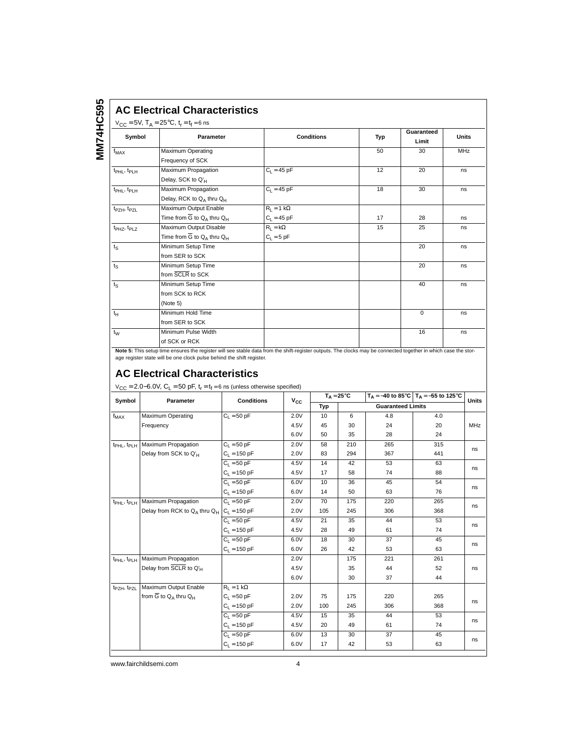## AC Electrical Characteristics

$V_{CC} = 5V$, $T_A = 25°C$, $t_r = t_f = 6$ ns

| Symbol | Parameter | Conditions | Typ | Guaranteed Limit | Units |
|---|---|---|---|---|---|
| $f_{MAX}$ | Maximum Operating Frequency of SCK | | 50 | 30 | MHz |
| $t_{PHL}$, $t_{PLH}$ | Maximum Propagation Delay, SCK to $Q'_H$ | $C_L = 45$ pF | 12 | 20 | ns |
| $t_{PHL}$, $t_{PLH}$ | Maximum Propagation Delay, RCK to $Q_A$ thru $Q_H$ | $C_L = 45$ pF | 18 | 30 | ns |
| $t_{PZH}$, $t_{PZL}$ | Maximum Output Enable Time from $\overline{G}$ to $Q_A$ thru $Q_H$ | $R_L = 1$ kΩ, $C_L = 45$ pF | 17 | 28 | ns |
| $t_{PHZ}$, $t_{PLZ}$ | Maximum Output Disable Time from $\overline{G}$ to $Q_A$ thru $Q_H$ | $R_L =$ kΩ, $C_L = 5$ pF | 15 | 25 | ns |
| $t_S$ | Minimum Setup Time from SER to SCK | | | 20 | ns |
| $t_S$ | Minimum Setup Time from $\overline{SCLR}$ to SCK | | | 20 | ns |
| $t_S$ | Minimum Setup Time from SCK to RCK (Note 5) | | | 40 | ns |
| $t_H$ | Minimum Hold Time from SER to SCK | | | 0 | ns |
| $t_W$ | Minimum Pulse Width of SCK or RCK | | | 16 | ns |

**Note 5:** This setup time ensures the register will see stable data from the shift-register outputs. The clocks may be connected together in which case the storage register state will be one clock pulse behind the shift register.

## AC Electrical Characteristics

$V_{CC} = 2.0–6.0V$, $C_L = 50$ pF, $t_r = t_f = 6$ ns (unless otherwise specified)

| Symbol | Parameter | Conditions | $V_{CC}$ | $T_A = 25°C$ | | $T_A = -40$ to 85°C | $T_A = -55$ to 125°C | Units |
|---|---|---|---|---|---|---|---|---|
| | | | | Typ | Guaranteed Limits | | | |
| $f_{MAX}$ | Maximum Operating Frequency | $C_L = 50$ pF | 2.0V | 10 | 6 | 4.8 | 4.0 | MHz |
| | | | 4.5V | 45 | 30 | 24 | 20 | MHz |
| | | | 6.0V | 50 | 35 | 28 | 24 | MHz |
| $t_{PHL}$, $t_{PLH}$ | Maximum Propagation Delay from SCK to $Q'_H$ | $C_L = 50$ pF | 2.0V | 58 | 210 | 265 | 315 | ns |
| | | $C_L = 150$ pF | 2.0V | 83 | 294 | 367 | 441 | ns |
| | | $C_L = 50$ pF | 4.5V | 14 | 42 | 53 | 63 | ns |
| | | $C_L = 150$ pF | 4.5V | 17 | 58 | 74 | 88 | ns |
| | | $C_L = 50$ pF | 6.0V | 10 | 36 | 45 | 54 | ns |
| | | $C_L = 150$ pF | 6.0V | 14 | 50 | 63 | 76 | ns |
| $t_{PHL}$, $t_{PLH}$ | Maximum Propagation Delay from RCK to $Q_A$ thru $Q_H$ | $C_L = 50$ pF | 2.0V | 70 | 175 | 220 | 265 | ns |
| | | $C_L = 150$ pF | 2.0V | 105 | 245 | 306 | 368 | ns |
| | | $C_L = 50$ pF | 4.5V | 21 | 35 | 44 | 53 | ns |
| | | $C_L = 150$ pF | 4.5V | 28 | 49 | 61 | 74 | ns |
| | | $C_L = 50$ pF | 6.0V | 18 | 30 | 37 | 45 | ns |
| | | $C_L = 150$ pF | 6.0V | 26 | 42 | 53 | 63 | ns |
| $t_{PHL}$, $t_{PLH}$ | Maximum Propagation Delay from $\overline{SCLR}$ to $Q'_H$ | | 2.0V | | 175 | 221 | 261 | ns |
| | | | 4.5V | | 35 | 44 | 52 | ns |
| | | | 6.0V | | 30 | 37 | 44 | ns |
| $t_{PZH}$, $t_{PZL}$ | Maximum Output Enable from $\overline{G}$ to $Q_A$ thru $Q_H$ | $R_L = 1$ kΩ, $C_L = 50$ pF | 2.0V | 75 | 175 | 220 | 265 | ns |
| | | $C_L = 150$ pF | 2.0V | 100 | 245 | 306 | 368 | ns |
| | | $C_L = 50$ pF | 4.5V | 15 | 35 | 44 | 53 | ns |
| | | $C_L = 150$ pF | 4.5V | 20 | 49 | 61 | 74 | ns |
| | | $C_L = 50$ pF | 6.0V | 13 | 30 | 37 | 45 | ns |
| | | $C_L = 150$ pF | 6.0V | 17 | 42 | 53 | 63 | ns |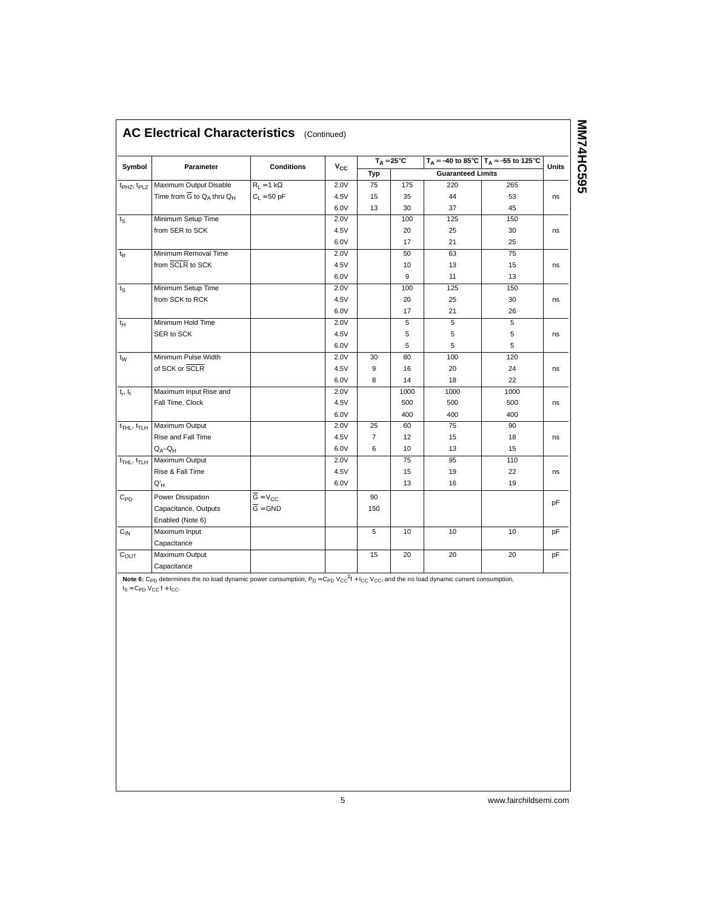## AC Electrical Characteristics (Continued)

| Symbol | Parameter | Conditions | $V_{CC}$ | $T_A = 25°C$ | | $T_A = -40$ to $85°C$ | $T_A = -55$ to $125°C$ | Units |
|---|---|---|---|---|---|---|---|---|
| | | | | Typ | Guaranteed Limits | | | |
| $t_{PHZ}$, $t_{PLZ}$ | Maximum Output Disable Time from $\overline{G}$ to $Q_A$ thru $Q_H$ | $R_L = 1\ k\Omega$ $C_L = 50$ pF | 2.0V | 75 | 175 | 220 | 265 | ns |
| | | | 4.5V | 15 | 35 | 44 | 53 | |
| | | | 6.0V | 13 | 30 | 37 | 45 | |
| $t_S$ | Minimum Setup Time from SER to SCK | | 2.0V | | 100 | 125 | 150 | ns |
| | | | 4.5V | | 20 | 25 | 30 | |
| | | | 6.0V | | 17 | 21 | 25 | |
| $t_R$ | Minimum Removal Time from $\overline{SCLR}$ to SCK | | 2.0V | | 50 | 63 | 75 | ns |
| | | | 4.5V | | 10 | 13 | 15 | |
| | | | 6.0V | | 9 | 11 | 13 | |
| $t_S$ | Minimum Setup Time from SCK to RCK | | 2.0V | | 100 | 125 | 150 | ns |
| | | | 4.5V | | 20 | 25 | 30 | |
| | | | 6.0V | | 17 | 21 | 26 | |
| $t_H$ | Minimum Hold Time SER to SCK | | 2.0V | | 5 | 5 | 5 | ns |
| | | | 4.5V | | 5 | 5 | 5 | |
| | | | 6.0V | | 5 | 5 | 5 | |
| $t_W$ | Minimum Pulse Width of SCK or $\overline{SCLR}$ | | 2.0V | 30 | 80 | 100 | 120 | ns |
| | | | 4.5V | 9 | 16 | 20 | 24 | |
| | | | 6.0V | 8 | 14 | 18 | 22 | |
| $t_r$, $t_f$ | Maximum Input Rise and Fall Time, Clock | | 2.0V | | 1000 | 1000 | 1000 | ns |
| | | | 4.5V | | 500 | 500 | 500 | |
| | | | 6.0V | | 400 | 400 | 400 | |
| $t_{THL}$, $t_{TLH}$ | Maximum Output Rise and Fall Time $Q_A$–$Q_H$ | | 2.0V | 25 | 60 | 75 | 90 | ns |
| | | | 4.5V | 7 | 12 | 15 | 18 | |
| | | | 6.0V | 6 | 10 | 13 | 15 | |
| $t_{THL}$, $t_{TLH}$ | Maximum Output Rise & Fall Time $Q'_H$ | | 2.0V | | 75 | 95 | 110 | ns |
| | | | 4.5V | | 15 | 19 | 22 | |
| | | | 6.0V | | 13 | 16 | 19 | |
| $C_{PD}$ | Power Dissipation Capacitance, Outputs Enabled (Note 6) | $\overline{G} = V_{CC}$ | | 90 | | | | pF |
| | | $\overline{G} = \text{GND}$ | | 150 | | | | |
| $C_{IN}$ | Maximum Input Capacitance | | | 5 | 10 | 10 | 10 | pF |
| $C_{OUT}$ | Maximum Output Capacitance | | | 15 | 20 | 20 | 20 | pF |

**Note 6:** $C_{PD}$ determines the no load dynamic power consumption, $P_D = C_{PD}\ V_{CC}^2 f + I_{CC}\ V_{CC}$, and the no load dynamic current consumption, $I_S = C_{PD}\ V_{CC}\ f + I_{CC}$.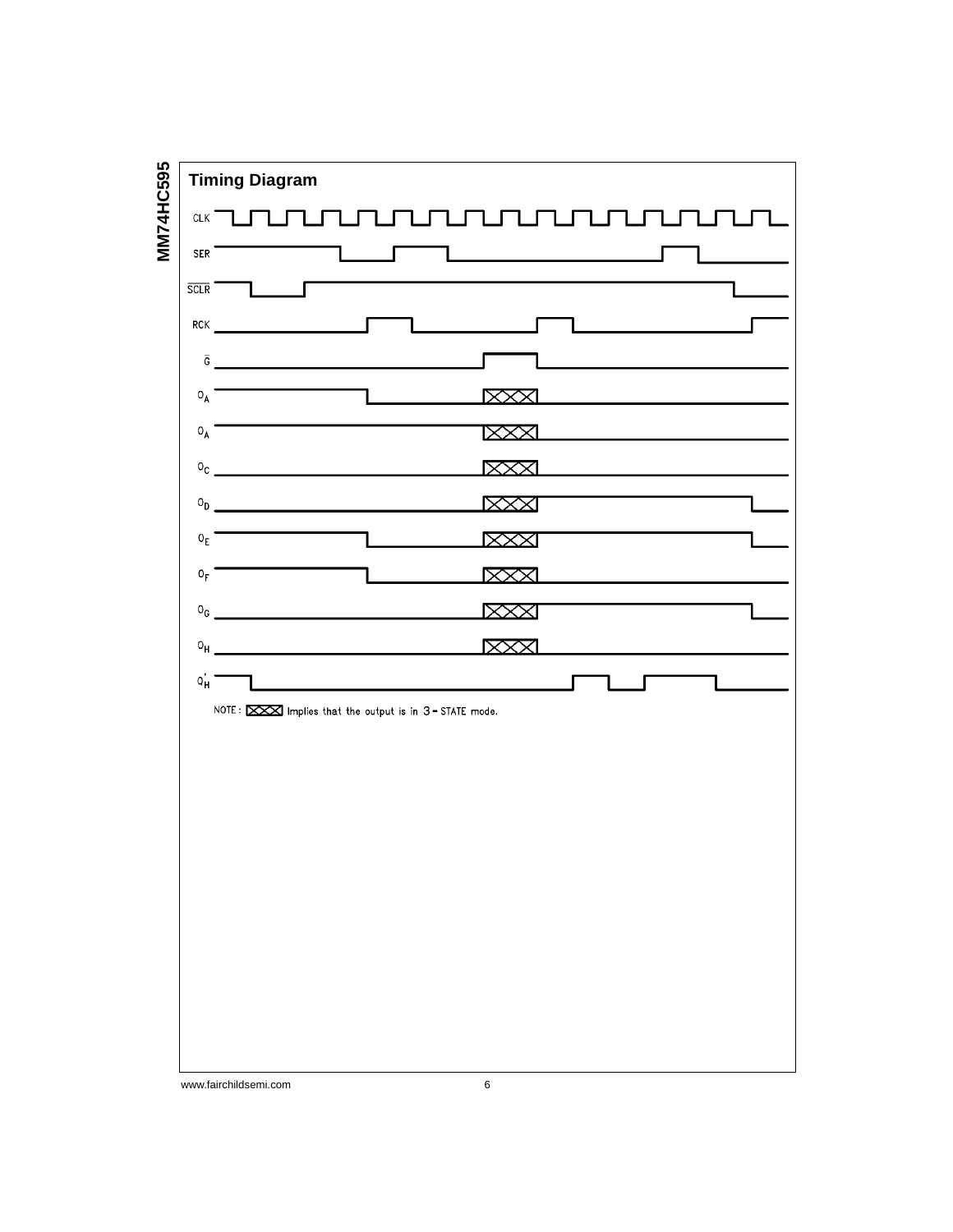## Timing Diagram

NOTE: Implies that the output is in 3-STATE mode.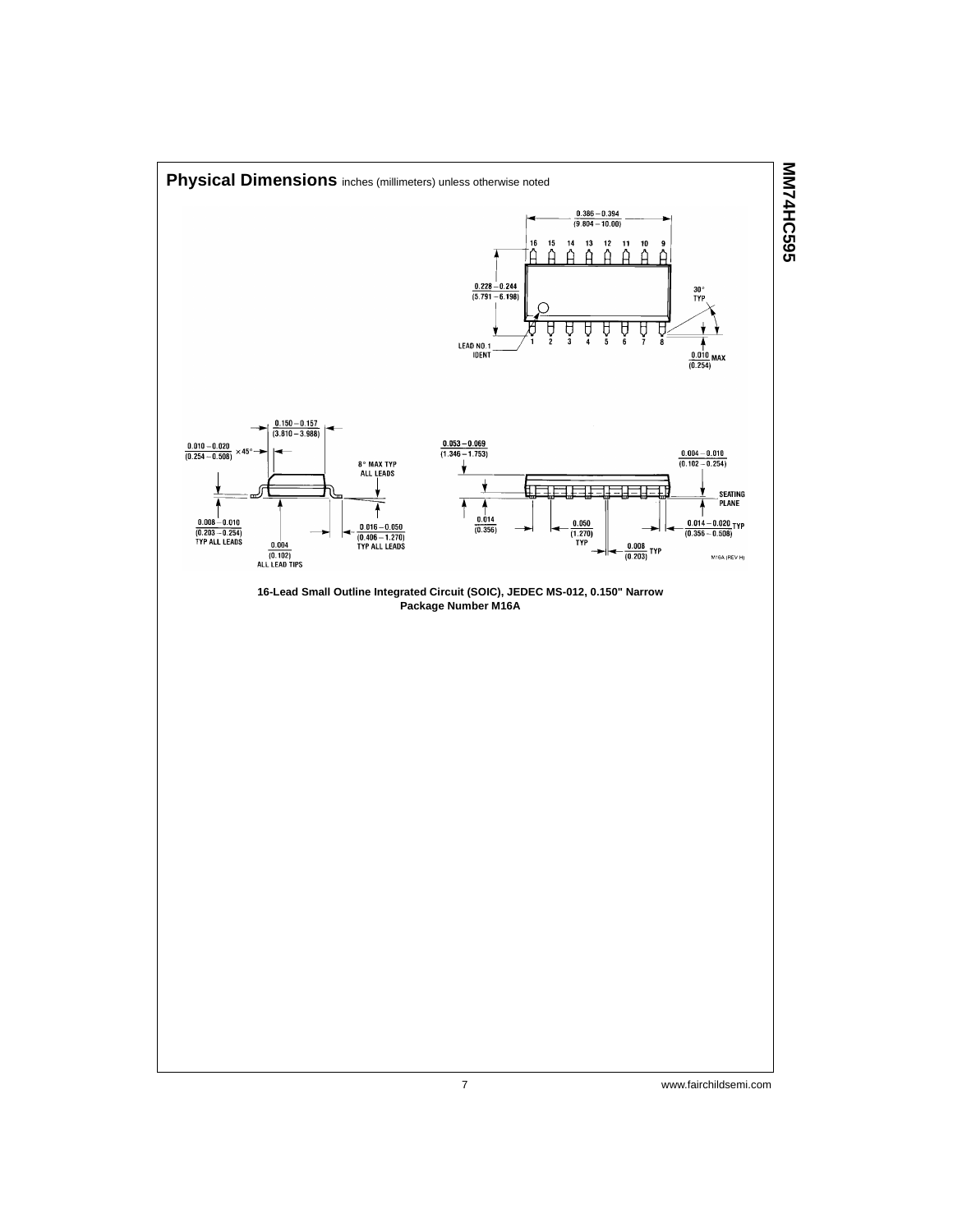## Physical Dimensions inches (millimeters) unless otherwise noted

0.386 – 0.394
(9.804 – 10.00)

16 15 14 13 12 11 10 9

0.228 – 0.244
(5.791 – 6.198)

30° TYP

LEAD NO.1 IDENT

1 2 3 4 5 6 7 8

0.010 MAX
(0.254)

0.150 – 0.157
(3.810 – 3.988)

0.010 – 0.020
(0.254 – 0.508) × 45°

8° MAX TYP ALL LEADS

0.008 – 0.010
(0.203 – 0.254)
TYP ALL LEADS

0.004
(0.102)
ALL LEAD TIPS

0.016 – 0.050
(0.406 – 1.270)
TYP ALL LEADS

0.053 – 0.069
(1.346 – 1.753)

0.004 – 0.010
(0.102 – 0.254)

SEATING PLANE

0.014
(0.356)

0.050
(1.270)
TYP

0.014 – 0.020 TYP
(0.356 – 0.508)

0.008 TYP
(0.203)

M16A (REV H)

**16-Lead Small Outline Integrated Circuit (SOIC), JEDEC MS-012, 0.150" Narrow Package Number M16A**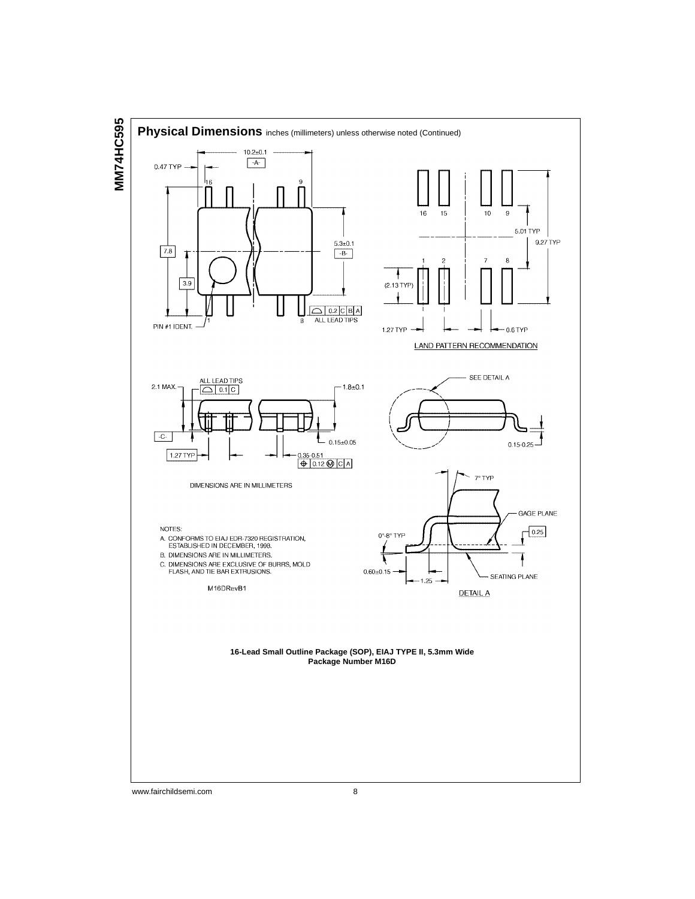## Physical Dimensions inches (millimeters) unless otherwise noted (Continued)

NOTES:

A. CONFORMS TO EIAJ EDR-7320 REGISTRATION, ESTABLISHED IN DECEMBER, 1998.

B. DIMENSIONS ARE IN MILLIMETERS.

C. DIMENSIONS ARE EXCLUSIVE OF BURRS, MOLD FLASH, AND TIE BAR EXTRUSIONS.

M16DRevB1

DIMENSIONS ARE IN MILLIMETERS

LAND PATTERN RECOMMENDATION

DETAIL A

**16-Lead Small Outline Package (SOP), EIAJ TYPE II, 5.3mm Wide**
**Package Number M16D**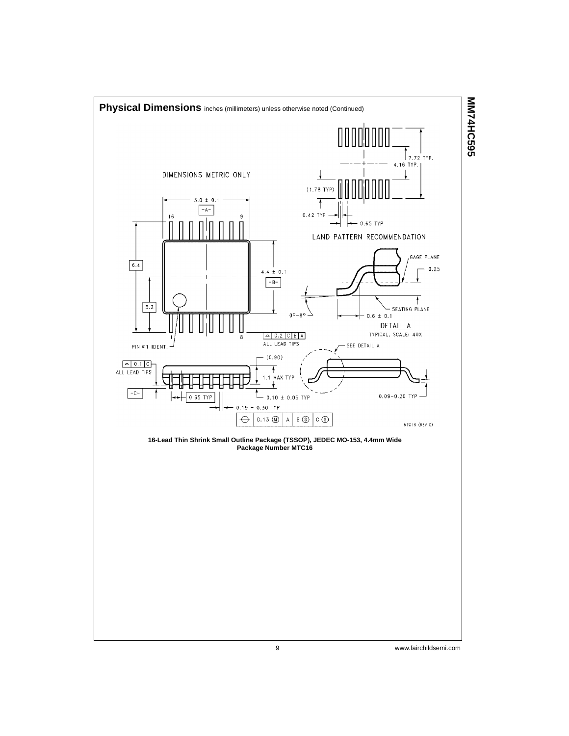## Physical Dimensions inches (millimeters) unless otherwise noted (Continued)

DIMENSIONS METRIC ONLY

LAND PATTERN RECOMMENDATION

7.72 TYP.
4.16 TYP.
(1.78 TYP)
0.42 TYP
0.65 TYP

5.0 ± 0.1
-A-
16
9
6.4
3.2
4.4 ± 0.1
-B-
1
8
PIN #1 IDENT.
0.2 C B A
ALL LEAD TIPS

GAGE PLANE
0.25
SEATING PLANE
0°–8°
0.6 ± 0.1
DETAIL A
TYPICAL, SCALE: 40X
SEE DETAIL A

0.1 C
ALL LEAD TIPS
(0.90)
1.1 MAX TYP
-C-
0.65 TYP
0.10 ± 0.05 TYP
0.19 – 0.30 TYP
0.13 (M) A B (S) C (S)
0.09–0.20 TYP

MTC16 (REV C)

**16-Lead Thin Shrink Small Outline Package (TSSOP), JEDEC MO-153, 4.4mm Wide**
**Package Number MTC16**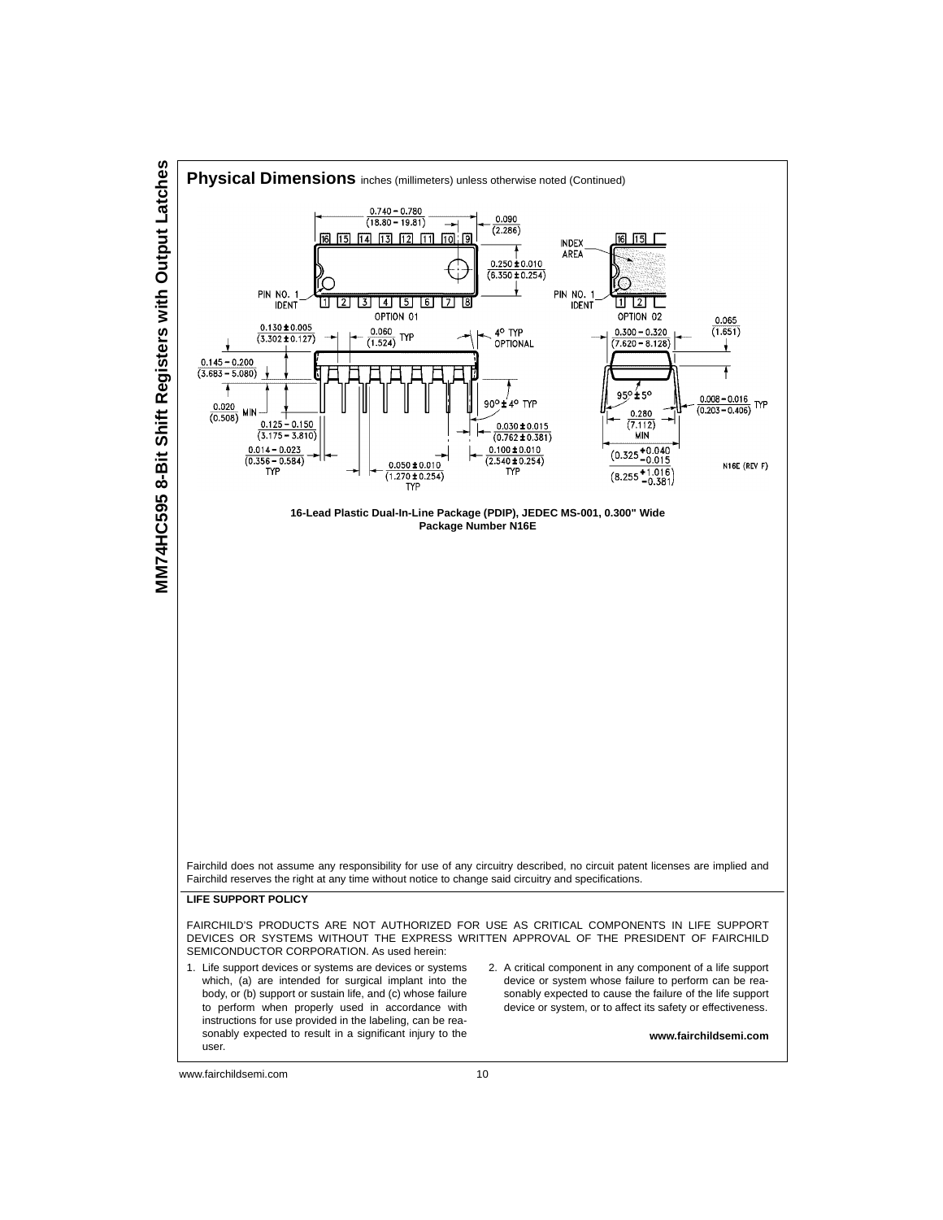## Physical Dimensions inches (millimeters) unless otherwise noted (Continued)

0.740 – 0.780
(18.80 – 19.81)

0.090
(2.286)

INDEX AREA

0.250 ± 0.010
(6.350 ± 0.254)

PIN NO. 1 IDENT

OPTION 01

PIN NO. 1 IDENT

OPTION 02

0.065
(1.651)

0.130 ± 0.005
(3.302 ± 0.127)

0.060
(1.524) TYP

4° TYP
OPTIONAL

0.300 – 0.320
(7.620 – 8.128)

0.145 – 0.200
(3.683 – 5.080)

95° ± 5°

0.008 – 0.016
(0.203 – 0.406) TYP

0.020
(0.508) MIN

90° ± 4° TYP

0.280
(7.112)
MIN

0.125 – 0.150
(3.175 – 3.810)

0.030 ± 0.015
(0.762 ± 0.381)

0.014 – 0.023
(0.356 – 0.584)
TYP

0.100 ± 0.010
(2.540 ± 0.254)
TYP

$0.325^{+0.040}_{-0.015}$

$(8.255^{+1.016}_{-0.381})$

0.050 ± 0.010
(1.270 ± 0.254)
TYP

N16E (REV F)

**16-Lead Plastic Dual-In-Line Package (PDIP), JEDEC MS-001, 0.300" Wide**
**Package Number N16E**

Fairchild does not assume any responsibility for use of any circuitry described, no circuit patent licenses are implied and Fairchild reserves the right at any time without notice to change said circuitry and specifications.

**LIFE SUPPORT POLICY**

FAIRCHILD'S PRODUCTS ARE NOT AUTHORIZED FOR USE AS CRITICAL COMPONENTS IN LIFE SUPPORT DEVICES OR SYSTEMS WITHOUT THE EXPRESS WRITTEN APPROVAL OF THE PRESIDENT OF FAIRCHILD SEMICONDUCTOR CORPORATION. As used herein:

1. Life support devices or systems are devices or systems which, (a) are intended for surgical implant into the body, or (b) support or sustain life, and (c) whose failure to perform when properly used in accordance with instructions for use provided in the labeling, can be reasonably expected to result in a significant injury to the user.
2. A critical component in any component of a life support device or system whose failure to perform can be reasonably expected to cause the failure of the life support device or system, or to affect its safety or effectiveness.

**www.fairchildsemi.com**